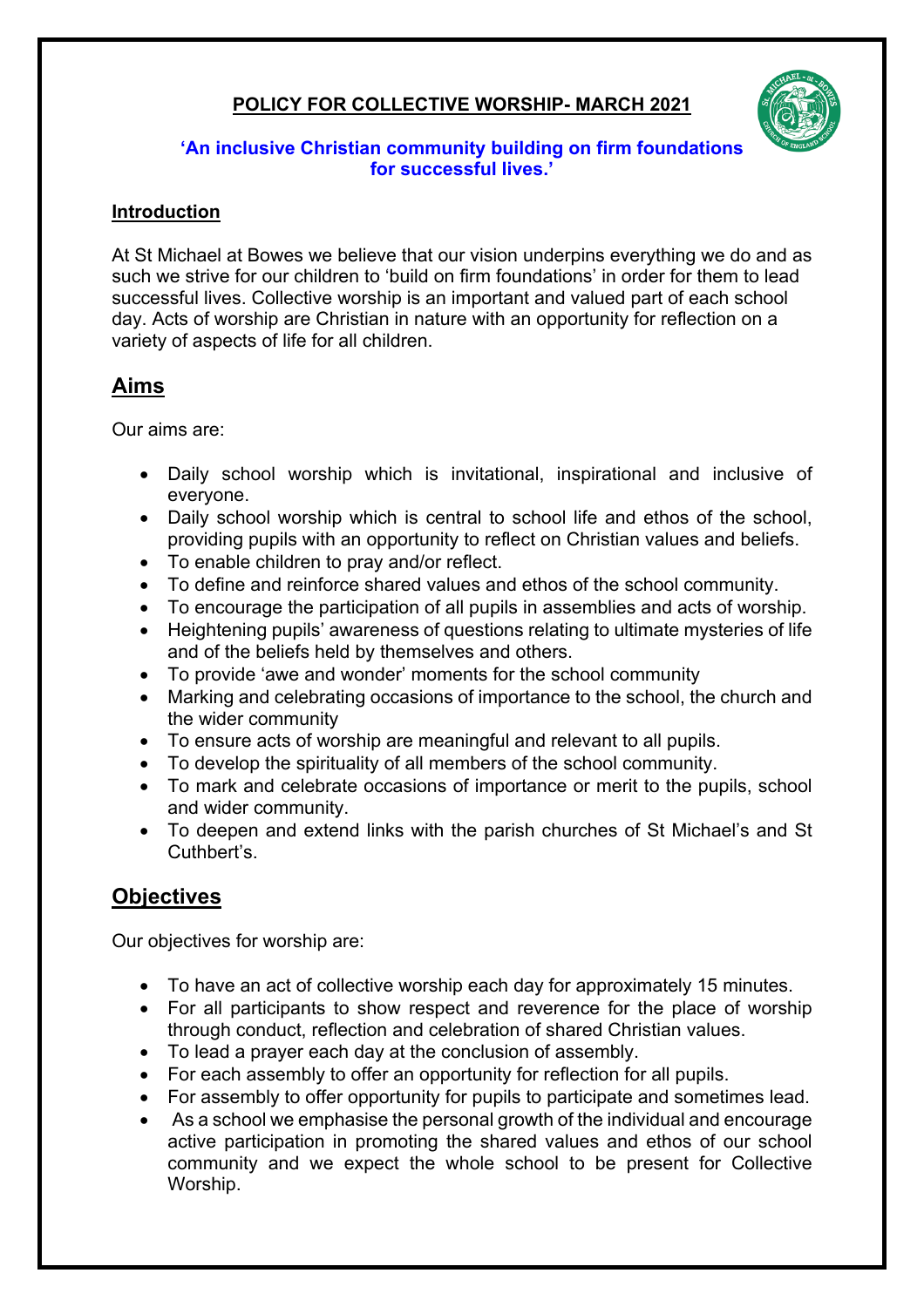# POLICY FOR COLLECTIVE WORSHIP- MARCH 2021

**'An inclusive Christian community building on firm foundations for successful lives.'**

## Introduction

At St Michael at Bowes we believe that our vision underpins everything we do and as such we strive for our children to 'build on firm foundations' in order for them to lead successful lives. Collective worship is an important and valued part of each school day. Acts of worship are Christian in nature with an opportunity for reflection on a variety of aspects of life for all children.

## Aims

Our aims are:

- Daily school worship which is invitational, inspirational and inclusive of everyone.
- Daily school worship which is central to school life and ethos of the school, providing pupils with an opportunity to reflect on Christian values and beliefs.
- To enable children to pray and/or reflect.
- To define and reinforce shared values and ethos of the school community.
- To encourage the participation of all pupils in assemblies and acts of worship.
- Heightening pupils' awareness of questions relating to ultimate mysteries of life and of the beliefs held by themselves and others.
- To provide 'awe and wonder' moments for the school community
- Marking and celebrating occasions of importance to the school, the church and the wider community
- To ensure acts of worship are meaningful and relevant to all pupils.
- To develop the spirituality of all members of the school community.
- To mark and celebrate occasions of importance or merit to the pupils, school and wider community.
- To deepen and extend links with the parish churches of St Michael's and St Cuthbert's.

## Objectives

Our objectives for worship are:

- To have an act of collective worship each day for approximately 15 minutes.
- For all participants to show respect and reverence for the place of worship through conduct, reflection and celebration of shared Christian values.
- To lead a prayer each day at the conclusion of assembly.
- For each assembly to offer an opportunity for reflection for all pupils.
- For assembly to offer opportunity for pupils to participate and sometimes lead.
- As a school we emphasise the personal growth of the individual and encourage active participation in promoting the shared values and ethos of our school community and we expect the whole school to be present for Collective Worship.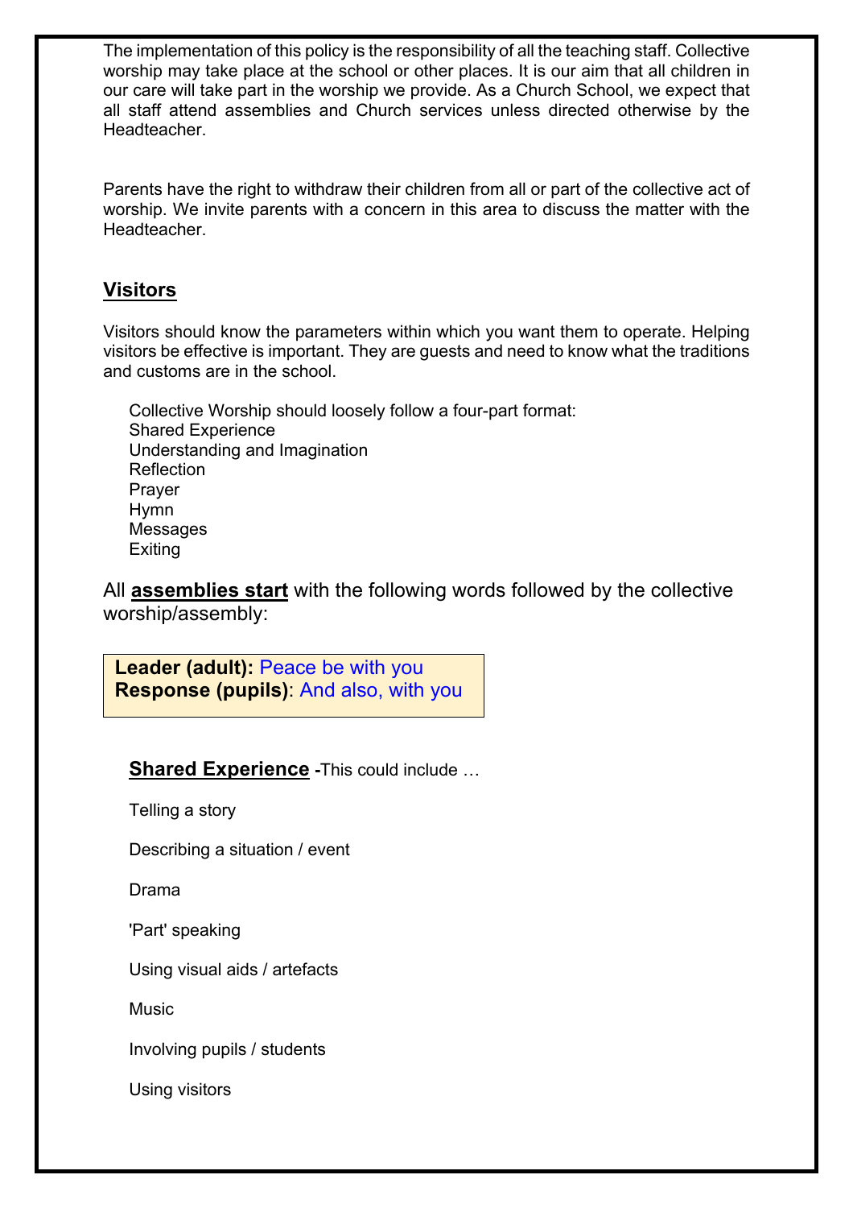The implementation of this policy is the responsibility of all the teaching staff. Collective worship may take place at the school or other places. It is our aim that all children in our care will take part in the worship we provide. As a Church School, we expect that all staff attend assemblies and Church services unless directed otherwise by the Headteacher.

Parents have the right to withdraw their children from all or part of the collective act of worship. We invite parents with a concern in this area to discuss the matter with the Headteacher.

## Visitors

Visitors should know the parameters within which you want them to operate. Helping visitors be effective is important. They are guests and need to know what the traditions and customs are in the school.

Collective Worship should loosely follow a four-part format:
Shared Experience
Understanding and Imagination
Reflection
Prayer
Hymn
Messages
Exiting

All **assemblies start** with the following words followed by the collective worship/assembly:

**Leader (adult):** Peace be with you
**Response (pupils)**: And also, with you

**Shared Experience** -This could include …

Telling a story

Describing a situation / event

Drama

'Part' speaking

Using visual aids / artefacts

Music

Involving pupils / students

Using visitors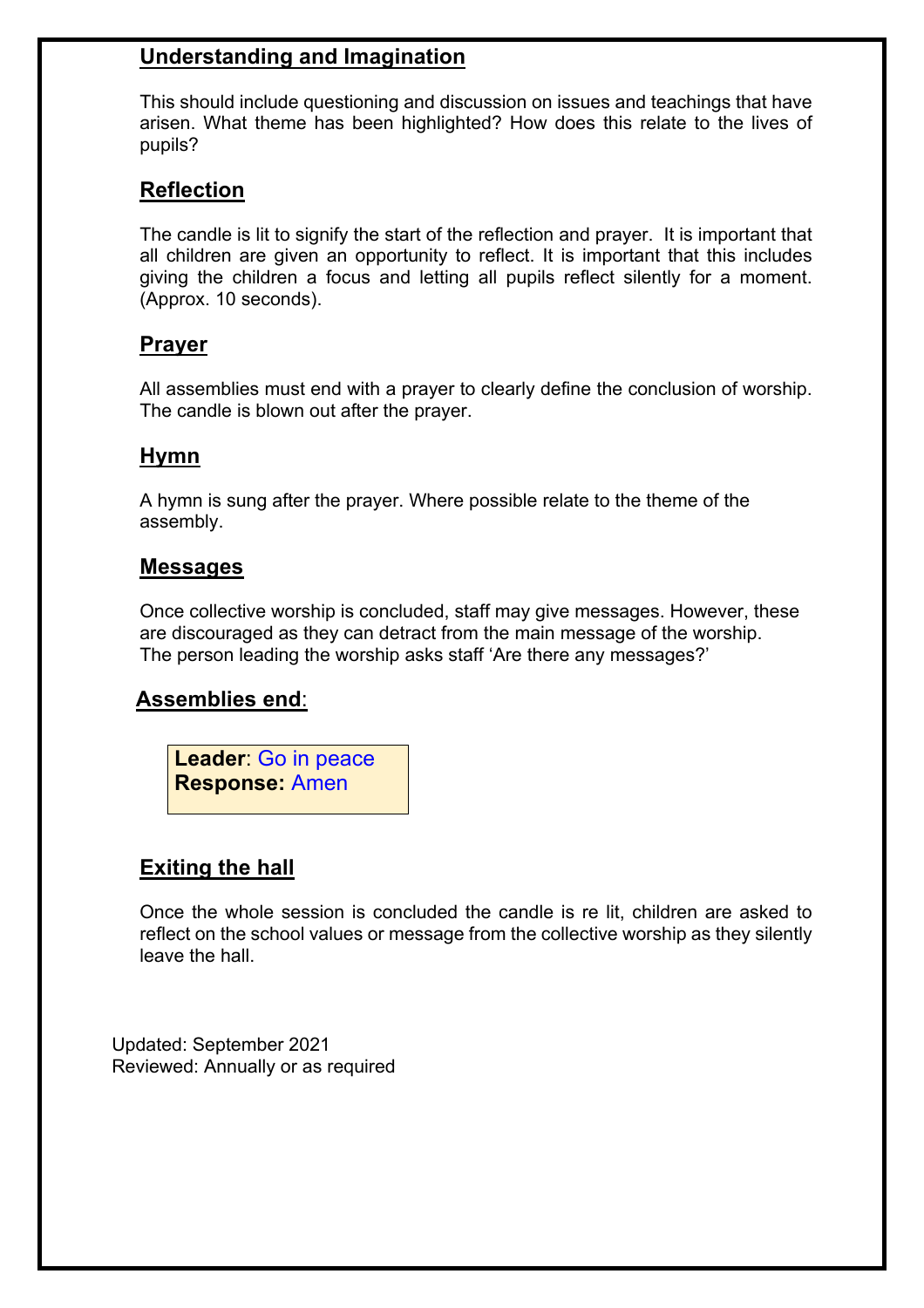## Understanding and Imagination

This should include questioning and discussion on issues and teachings that have arisen. What theme has been highlighted? How does this relate to the lives of pupils?

## Reflection

The candle is lit to signify the start of the reflection and prayer. It is important that all children are given an opportunity to reflect. It is important that this includes giving the children a focus and letting all pupils reflect silently for a moment. (Approx. 10 seconds).

## Prayer

All assemblies must end with a prayer to clearly define the conclusion of worship. The candle is blown out after the prayer.

## Hymn

A hymn is sung after the prayer. Where possible relate to the theme of the assembly.

## Messages

Once collective worship is concluded, staff may give messages. However, these are discouraged as they can detract from the main message of the worship. The person leading the worship asks staff 'Are there any messages?'

## Assemblies end:

**Leader**: Go in peace
**Response:** Amen

## Exiting the hall

Once the whole session is concluded the candle is re lit, children are asked to reflect on the school values or message from the collective worship as they silently leave the hall.

Updated: September 2021
Reviewed: Annually or as required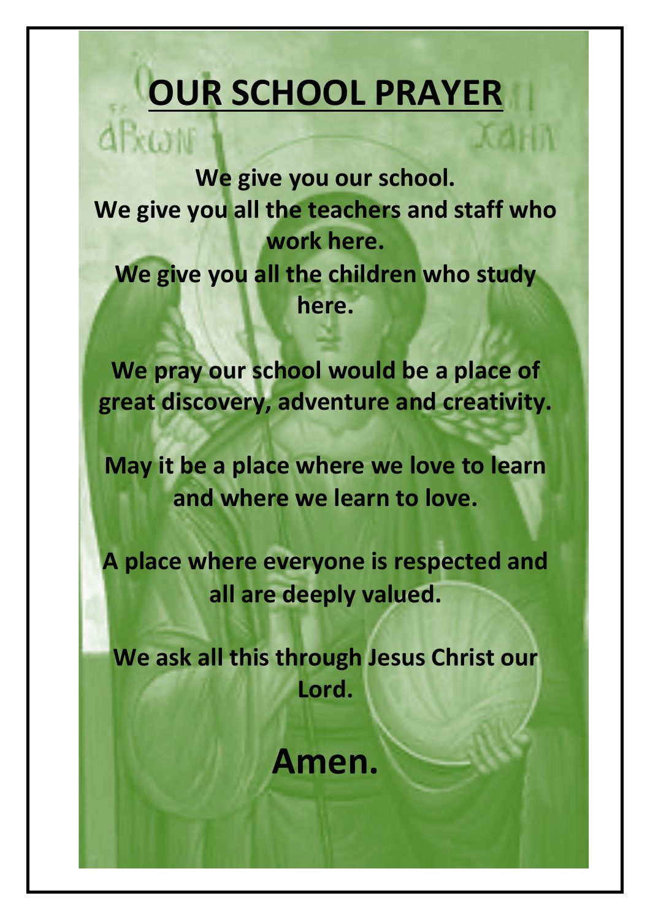# OUR SCHOOL PRAYER

**We give you our school.**
**We give you all the teachers and staff who work here.**
**We give you all the children who study here.**

**We pray our school would be a place of great discovery, adventure and creativity.**

**May it be a place where we love to learn and where we learn to love.**

**A place where everyone is respected and all are deeply valued.**

**We ask all this through Jesus Christ our Lord.**

**Amen.**